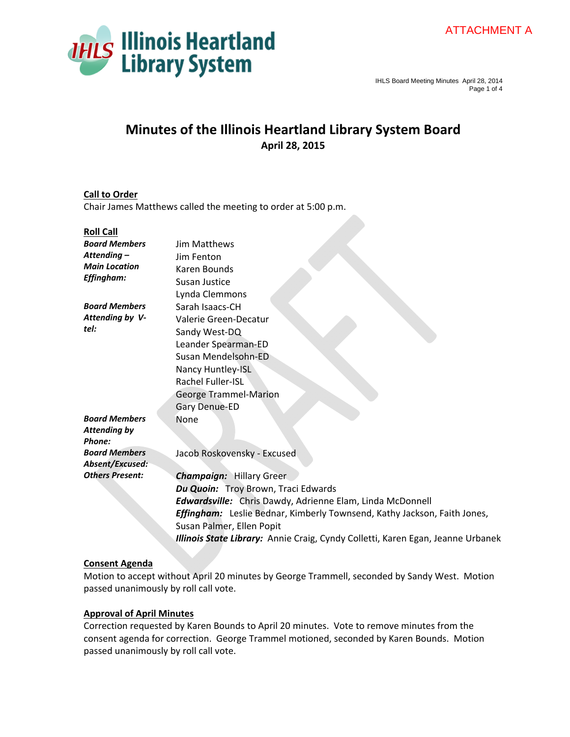ATTACHMENT A

# Minutes of the Illinois Heartland Library System Board

**April 28, 2015**

**Call to Order**

Chair James Matthews called the meeting to order at 5:00 p.m.

**Roll Call**

| | |
|---|---|
| ***Board Members Attending – Main Location Effingham:*** | Jim Matthews<br>Jim Fenton<br>Karen Bounds<br>Susan Justice<br>Lynda Clemmons |
| ***Board Members Attending by V-tel:*** | Sarah Isaacs-CH<br>Valerie Green-Decatur<br>Sandy West-DQ<br>Leander Spearman-ED<br>Susan Mendelsohn-ED<br>Nancy Huntley-ISL<br>Rachel Fuller-ISL<br>George Trammel-Marion<br>Gary Denue-ED |
| ***Board Members Attending by Phone:*** | None |
| ***Board Members Absent/Excused:*** | Jacob Roskovensky - Excused |
| ***Others Present:*** | ***Champaign:*** Hillary Greer<br>***Du Quoin:*** Troy Brown, Traci Edwards<br>***Edwardsville:*** Chris Dawdy, Adrienne Elam, Linda McDonnell<br>***Effingham:*** Leslie Bednar, Kimberly Townsend, Kathy Jackson, Faith Jones, Susan Palmer, Ellen Popit<br>***Illinois State Library:*** Annie Craig, Cyndy Colletti, Karen Egan, Jeanne Urbanek |

**Consent Agenda**

Motion to accept without April 20 minutes by George Trammell, seconded by Sandy West. Motion passed unanimously by roll call vote.

**Approval of April Minutes**

Correction requested by Karen Bounds to April 20 minutes. Vote to remove minutes from the consent agenda for correction. George Trammel motioned, seconded by Karen Bounds. Motion passed unanimously by roll call vote.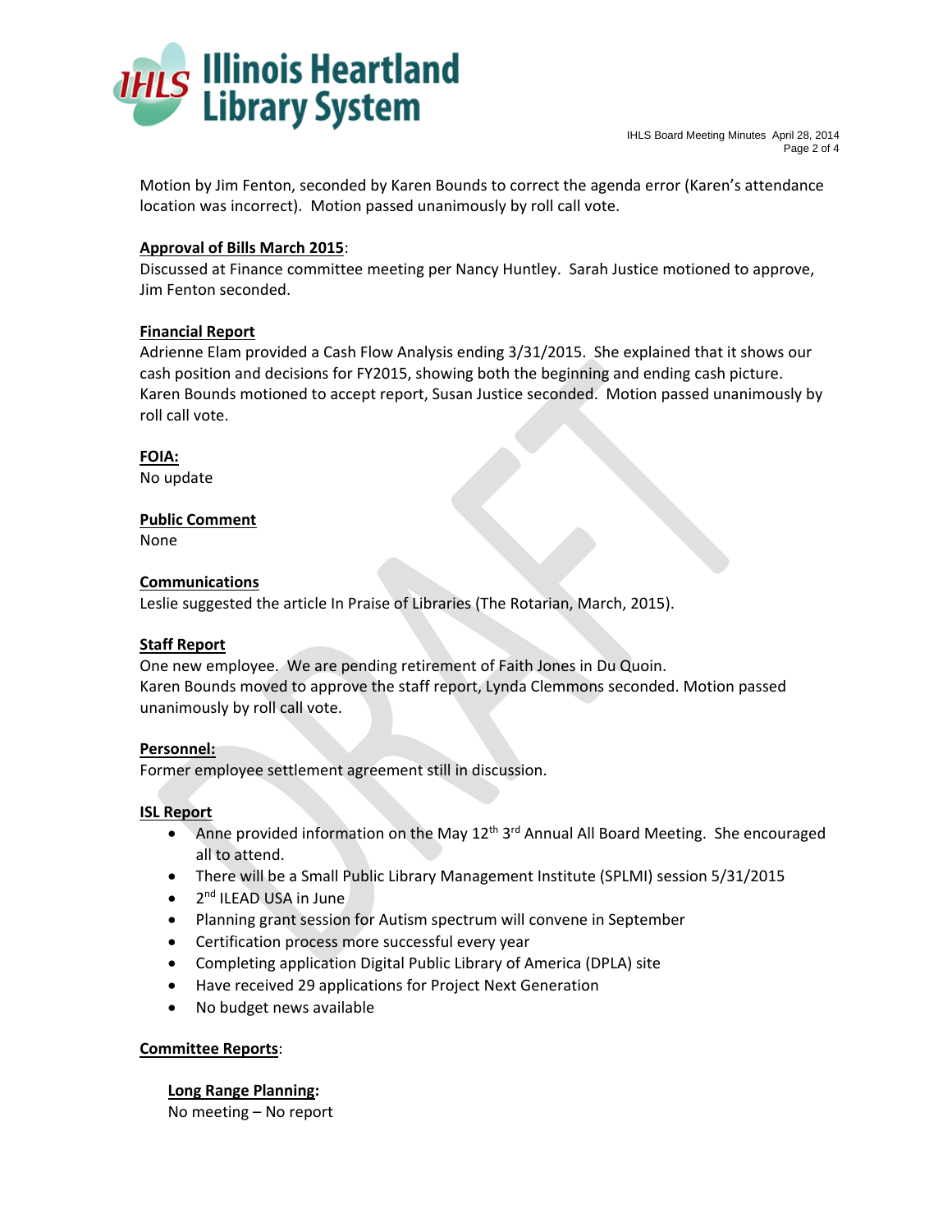Motion by Jim Fenton, seconded by Karen Bounds to correct the agenda error (Karen's attendance location was incorrect). Motion passed unanimously by roll call vote.

**Approval of Bills March 2015**:
Discussed at Finance committee meeting per Nancy Huntley. Sarah Justice motioned to approve, Jim Fenton seconded.

**Financial Report**
Adrienne Elam provided a Cash Flow Analysis ending 3/31/2015. She explained that it shows our cash position and decisions for FY2015, showing both the beginning and ending cash picture. Karen Bounds motioned to accept report, Susan Justice seconded. Motion passed unanimously by roll call vote.

**FOIA:**
No update

**Public Comment**
None

**Communications**
Leslie suggested the article In Praise of Libraries (The Rotarian, March, 2015).

**Staff Report**
One new employee. We are pending retirement of Faith Jones in Du Quoin.
Karen Bounds moved to approve the staff report, Lynda Clemmons seconded. Motion passed unanimously by roll call vote.

**Personnel:**
Former employee settlement agreement still in discussion.

**ISL Report**

- Anne provided information on the May 12th 3rd Annual All Board Meeting. She encouraged all to attend.
- There will be a Small Public Library Management Institute (SPLMI) session 5/31/2015
- 2nd ILEAD USA in June
- Planning grant session for Autism spectrum will convene in September
- Certification process more successful every year
- Completing application Digital Public Library of America (DPLA) site
- Have received 29 applications for Project Next Generation
- No budget news available

**Committee Reports**:

**Long Range Planning:**
No meeting – No report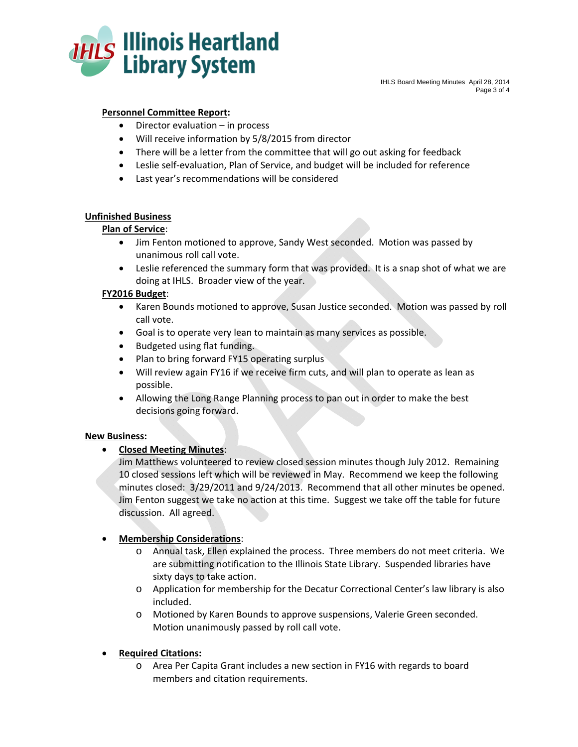**Personnel Committee Report:**

- Director evaluation – in process
- Will receive information by 5/8/2015 from director
- There will be a letter from the committee that will go out asking for feedback
- Leslie self-evaluation, Plan of Service, and budget will be included for reference
- Last year's recommendations will be considered

**Unfinished Business**

**Plan of Service**:

- Jim Fenton motioned to approve, Sandy West seconded. Motion was passed by unanimous roll call vote.
- Leslie referenced the summary form that was provided. It is a snap shot of what we are doing at IHLS. Broader view of the year.

**FY2016 Budget**:

- Karen Bounds motioned to approve, Susan Justice seconded. Motion was passed by roll call vote.
- Goal is to operate very lean to maintain as many services as possible.
- Budgeted using flat funding.
- Plan to bring forward FY15 operating surplus
- Will review again FY16 if we receive firm cuts, and will plan to operate as lean as possible.
- Allowing the Long Range Planning process to pan out in order to make the best decisions going forward.

**New Business:**

- **Closed Meeting Minutes**:
  Jim Matthews volunteered to review closed session minutes though July 2012. Remaining 10 closed sessions left which will be reviewed in May. Recommend we keep the following minutes closed: 3/29/2011 and 9/24/2013. Recommend that all other minutes be opened. Jim Fenton suggest we take no action at this time. Suggest we take off the table for future discussion. All agreed.

- **Membership Considerations**:
  - Annual task, Ellen explained the process. Three members do not meet criteria. We are submitting notification to the Illinois State Library. Suspended libraries have sixty days to take action.
  - Application for membership for the Decatur Correctional Center's law library is also included.
  - Motioned by Karen Bounds to approve suspensions, Valerie Green seconded. Motion unanimously passed by roll call vote.

- **Required Citations:**
  - Area Per Capita Grant includes a new section in FY16 with regards to board members and citation requirements.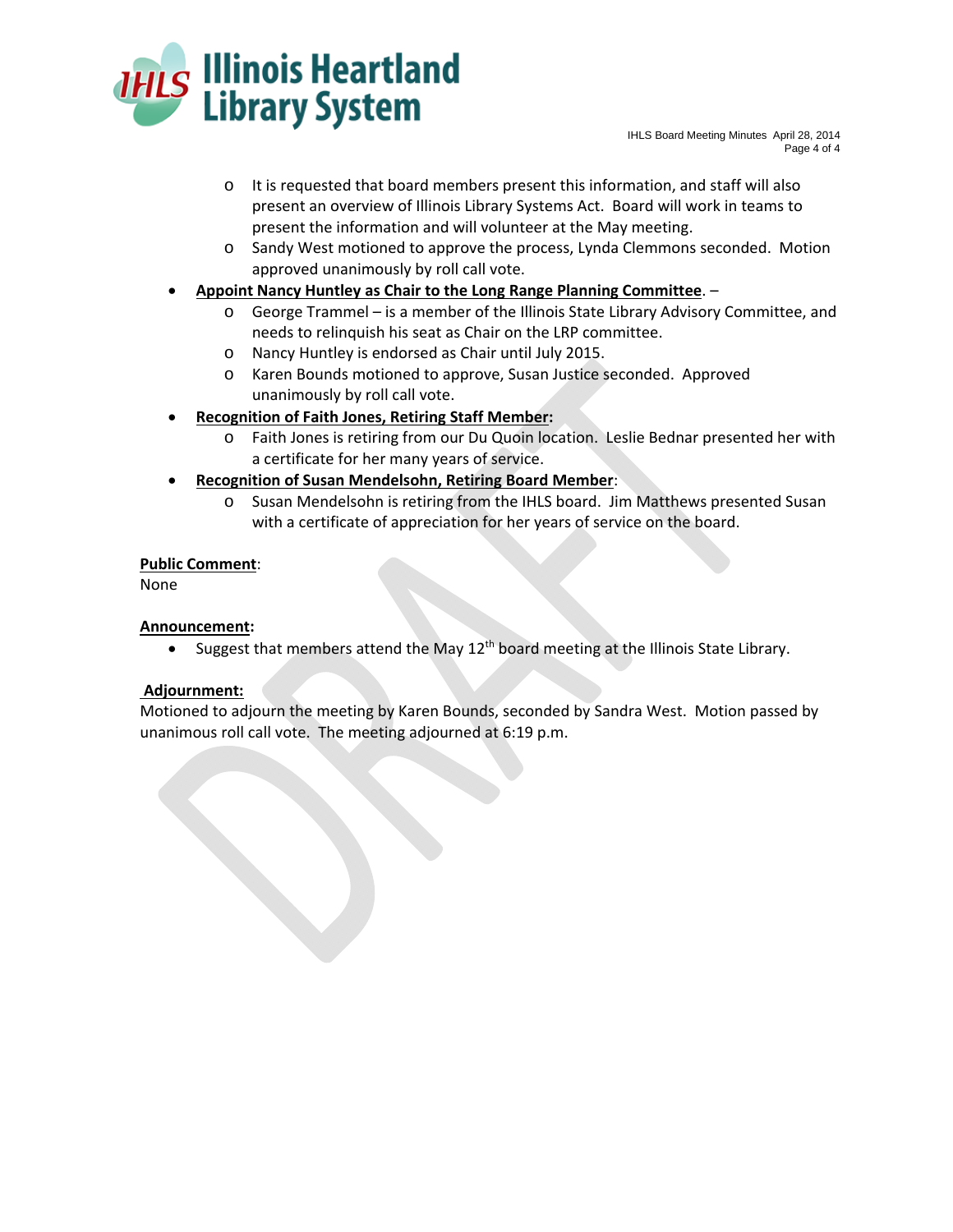- It is requested that board members present this information, and staff will also present an overview of Illinois Library Systems Act. Board will work in teams to present the information and will volunteer at the May meeting.
  - Sandy West motioned to approve the process, Lynda Clemmons seconded. Motion approved unanimously by roll call vote.
- **Appoint Nancy Huntley as Chair to the Long Range Planning Committee**. –
  - George Trammel – is a member of the Illinois State Library Advisory Committee, and needs to relinquish his seat as Chair on the LRP committee.
  - Nancy Huntley is endorsed as Chair until July 2015.
  - Karen Bounds motioned to approve, Susan Justice seconded. Approved unanimously by roll call vote.
- **Recognition of Faith Jones, Retiring Staff Member:**
  - Faith Jones is retiring from our Du Quoin location. Leslie Bednar presented her with a certificate for her many years of service.
- **Recognition of Susan Mendelsohn, Retiring Board Member**:
  - Susan Mendelsohn is retiring from the IHLS board. Jim Matthews presented Susan with a certificate of appreciation for her years of service on the board.

**Public Comment**:
None

**Announcement:**

- Suggest that members attend the May 12th board meeting at the Illinois State Library.

**Adjournment:**
Motioned to adjourn the meeting by Karen Bounds, seconded by Sandra West. Motion passed by unanimous roll call vote. The meeting adjourned at 6:19 p.m.